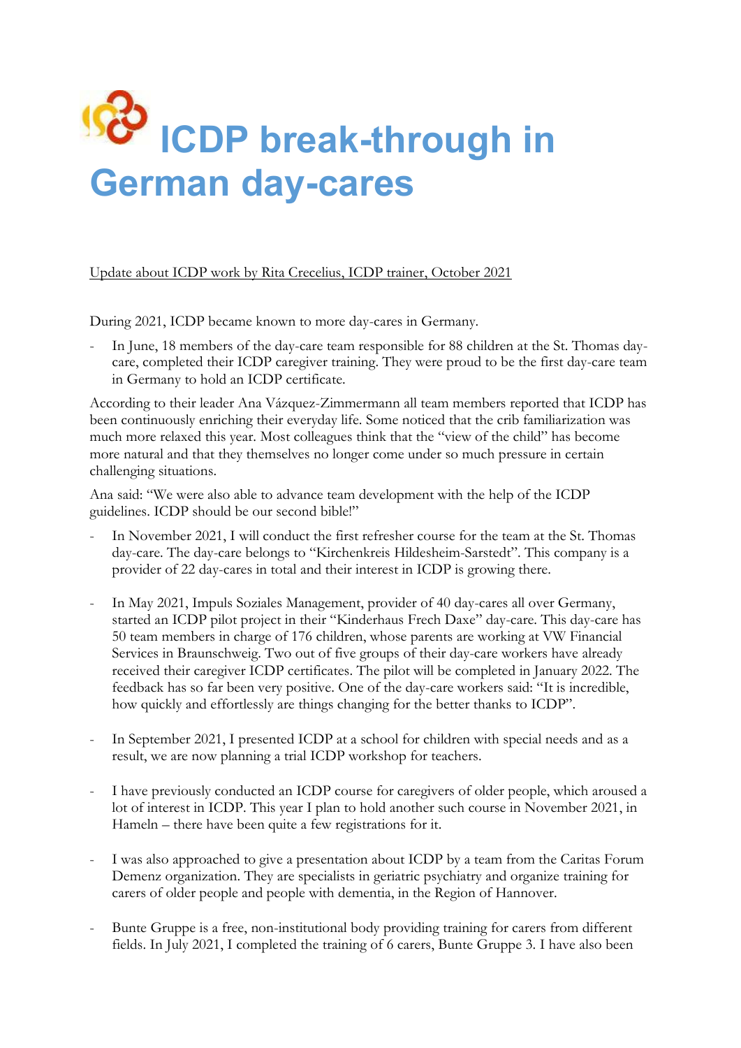# ICDP break-through in German day-cares

Update about ICDP work by Rita Crecelius, ICDP trainer, October 2021

During 2021, ICDP became known to more day-cares in Germany.

- In June, 18 members of the day-care team responsible for 88 children at the St. Thomas day-care, completed their ICDP caregiver training. They were proud to be the first day-care team in Germany to hold an ICDP certificate.

According to their leader Ana Vázquez-Zimmermann all team members reported that ICDP has been continuously enriching their everyday life. Some noticed that the crib familiarization was much more relaxed this year. Most colleagues think that the "view of the child" has become more natural and that they themselves no longer come under so much pressure in certain challenging situations.

Ana said: "We were also able to advance team development with the help of the ICDP guidelines. ICDP should be our second bible!"

- In November 2021, I will conduct the first refresher course for the team at the St. Thomas day-care. The day-care belongs to "Kirchenkreis Hildesheim-Sarstedt". This company is a provider of 22 day-cares in total and their interest in ICDP is growing there.

- In May 2021, Impuls Soziales Management, provider of 40 day-cares all over Germany, started an ICDP pilot project in their "Kinderhaus Frech Daxe" day-care. This day-care has 50 team members in charge of 176 children, whose parents are working at VW Financial Services in Braunschweig. Two out of five groups of their day-care workers have already received their caregiver ICDP certificates. The pilot will be completed in January 2022. The feedback has so far been very positive. One of the day-care workers said: "It is incredible, how quickly and effortlessly are things changing for the better thanks to ICDP".

- In September 2021, I presented ICDP at a school for children with special needs and as a result, we are now planning a trial ICDP workshop for teachers.

- I have previously conducted an ICDP course for caregivers of older people, which aroused a lot of interest in ICDP. This year I plan to hold another such course in November 2021, in Hameln – there have been quite a few registrations for it.

- I was also approached to give a presentation about ICDP by a team from the Caritas Forum Demenz organization. They are specialists in geriatric psychiatry and organize training for carers of older people and people with dementia, in the Region of Hannover.

- Bunte Gruppe is a free, non-institutional body providing training for carers from different fields. In July 2021, I completed the training of 6 carers, Bunte Gruppe 3. I have also been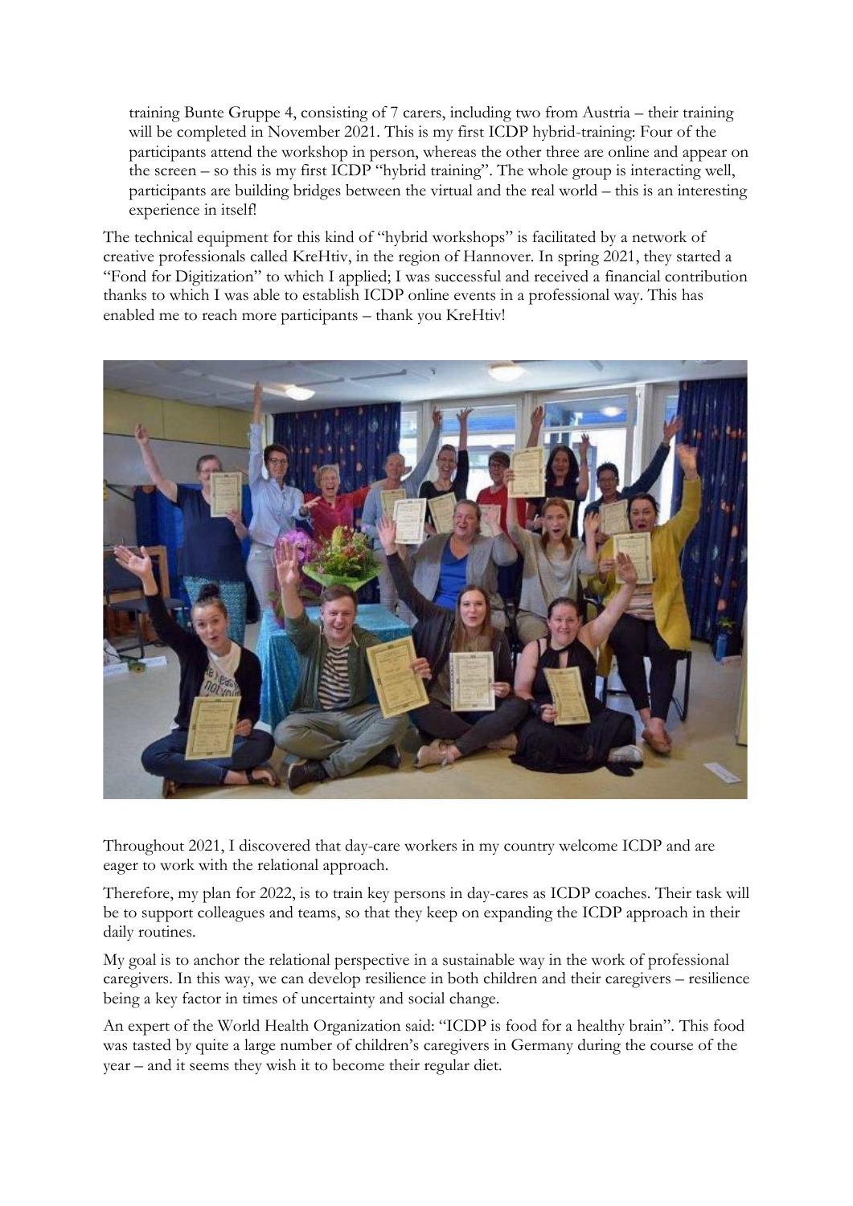training Bunte Gruppe 4, consisting of 7 carers, including two from Austria – their training will be completed in November 2021. This is my first ICDP hybrid-training: Four of the participants attend the workshop in person, whereas the other three are online and appear on the screen – so this is my first ICDP "hybrid training". The whole group is interacting well, participants are building bridges between the virtual and the real world – this is an interesting experience in itself!

The technical equipment for this kind of "hybrid workshops" is facilitated by a network of creative professionals called KreHtiv, in the region of Hannover. In spring 2021, they started a "Fond for Digitization" to which I applied; I was successful and received a financial contribution thanks to which I was able to establish ICDP online events in a professional way. This has enabled me to reach more participants – thank you KreHtiv!

Throughout 2021, I discovered that day-care workers in my country welcome ICDP and are eager to work with the relational approach.

Therefore, my plan for 2022, is to train key persons in day-cares as ICDP coaches. Their task will be to support colleagues and teams, so that they keep on expanding the ICDP approach in their daily routines.

My goal is to anchor the relational perspective in a sustainable way in the work of professional caregivers. In this way, we can develop resilience in both children and their caregivers – resilience being a key factor in times of uncertainty and social change.

An expert of the World Health Organization said: "ICDP is food for a healthy brain". This food was tasted by quite a large number of children's caregivers in Germany during the course of the year – and it seems they wish it to become their regular diet.